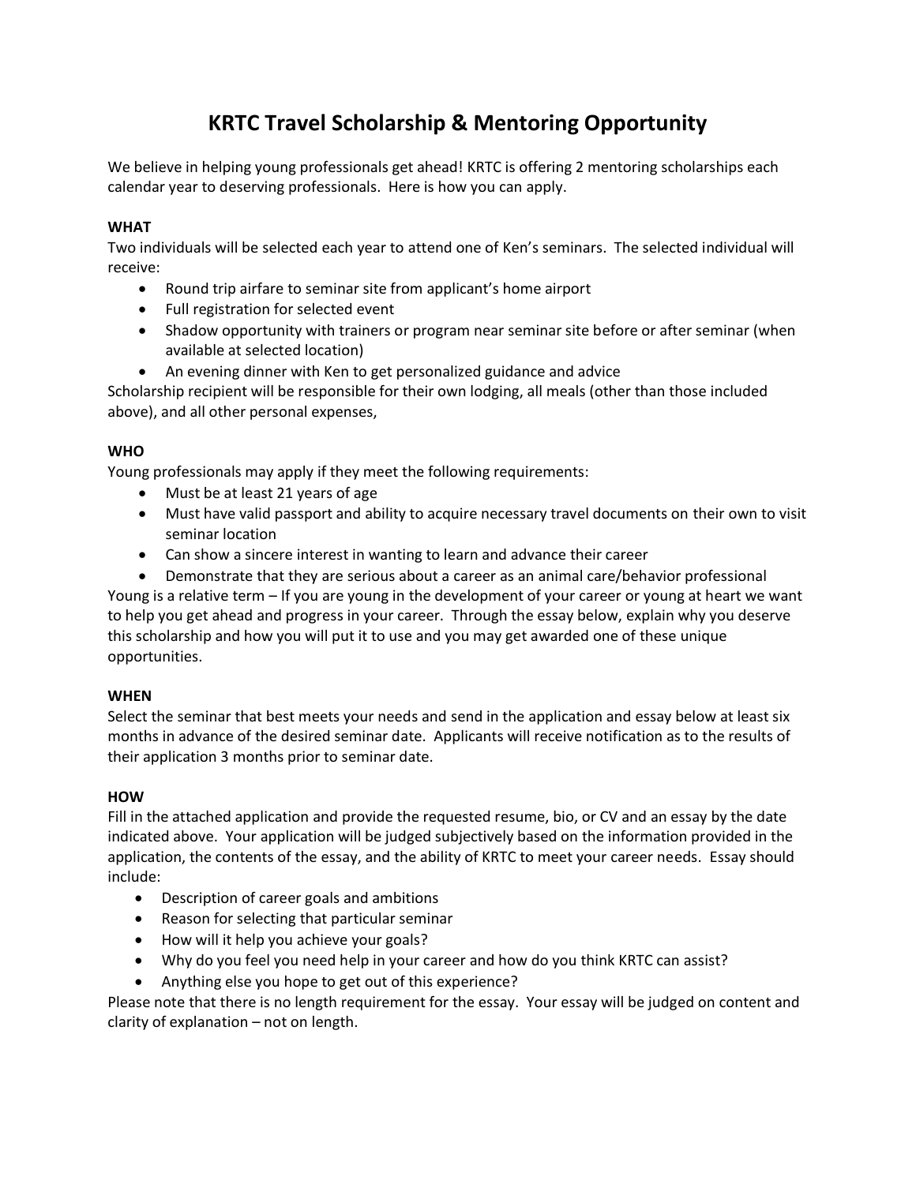# KRTC Travel Scholarship & Mentoring Opportunity

We believe in helping young professionals get ahead! KRTC is offering 2 mentoring scholarships each calendar year to deserving professionals. Here is how you can apply.

**WHAT**

Two individuals will be selected each year to attend one of Ken's seminars. The selected individual will receive:

- Round trip airfare to seminar site from applicant's home airport
- Full registration for selected event
- Shadow opportunity with trainers or program near seminar site before or after seminar (when available at selected location)
- An evening dinner with Ken to get personalized guidance and advice

Scholarship recipient will be responsible for their own lodging, all meals (other than those included above), and all other personal expenses,

**WHO**

Young professionals may apply if they meet the following requirements:

- Must be at least 21 years of age
- Must have valid passport and ability to acquire necessary travel documents on their own to visit seminar location
- Can show a sincere interest in wanting to learn and advance their career
- Demonstrate that they are serious about a career as an animal care/behavior professional

Young is a relative term – If you are young in the development of your career or young at heart we want to help you get ahead and progress in your career. Through the essay below, explain why you deserve this scholarship and how you will put it to use and you may get awarded one of these unique opportunities.

**WHEN**

Select the seminar that best meets your needs and send in the application and essay below at least six months in advance of the desired seminar date. Applicants will receive notification as to the results of their application 3 months prior to seminar date.

**HOW**

Fill in the attached application and provide the requested resume, bio, or CV and an essay by the date indicated above. Your application will be judged subjectively based on the information provided in the application, the contents of the essay, and the ability of KRTC to meet your career needs. Essay should include:

- Description of career goals and ambitions
- Reason for selecting that particular seminar
- How will it help you achieve your goals?
- Why do you feel you need help in your career and how do you think KRTC can assist?
- Anything else you hope to get out of this experience?

Please note that there is no length requirement for the essay. Your essay will be judged on content and clarity of explanation – not on length.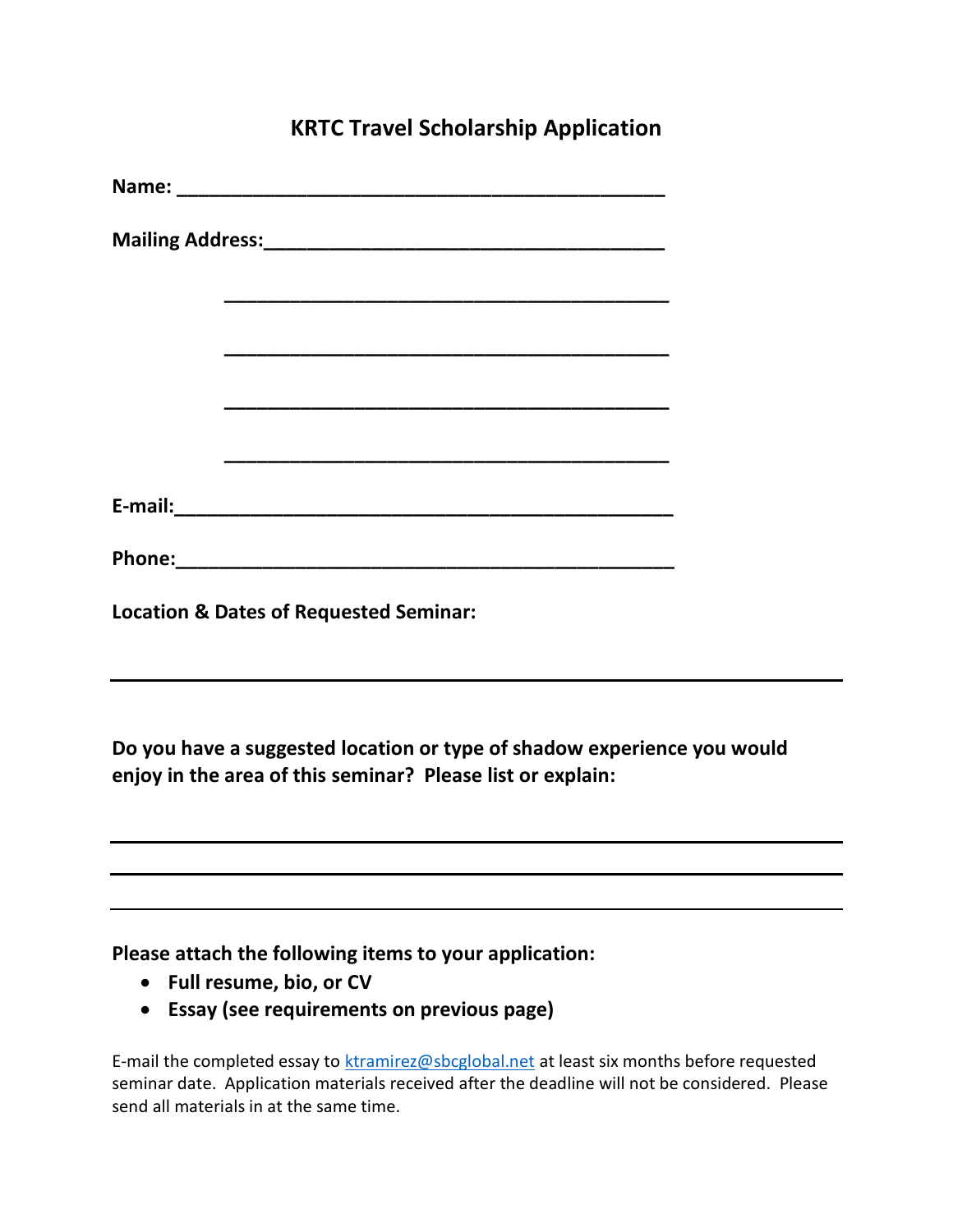# KRTC Travel Scholarship Application

**Name:** _______________________________________________

**Mailing Address:**_____________________________________

_________________________________________

_________________________________________

_________________________________________

_________________________________________

**E-mail:**_______________________________________________

**Phone:**_______________________________________________

**Location & Dates of Requested Seminar:**

_______________________________________________________________________

**Do you have a suggested location or type of shadow experience you would enjoy in the area of this seminar? Please list or explain:**

_______________________________________________________________________

_______________________________________________________________________

_______________________________________________________________________

**Please attach the following items to your application:**

- **Full resume, bio, or CV**
- **Essay (see requirements on previous page)**

E-mail the completed essay to ktramirez@sbcglobal.net at least six months before requested seminar date. Application materials received after the deadline will not be considered. Please send all materials in at the same time.